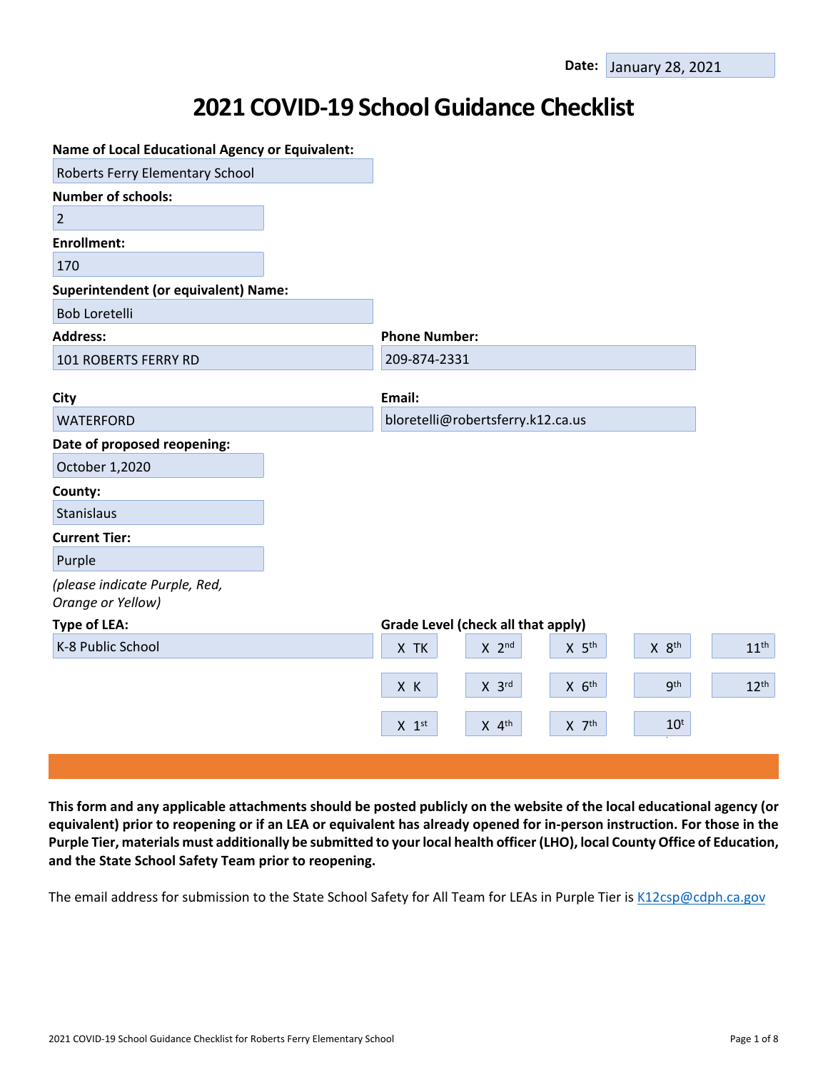**Date:** January 28, 2021

# 2021 COVID-19 School Guidance Checklist

**Name of Local Educational Agency or Equivalent:**
Roberts Ferry Elementary School

**Number of schools:**
2

**Enrollment:**
170

**Superintendent (or equivalent) Name:**
Bob Loretelli

**Address:**
101 ROBERTS FERRY RD

**Phone Number:**
209-874-2331

**City**
WATERFORD

**Email:**
bloretelli@robertsferry.k12.ca.us

**Date of proposed reopening:**
October 1,2020

**County:**
Stanislaus

**Current Tier:**
Purple

*(please indicate Purple, Red, Orange or Yellow)*

**Type of LEA:**
K-8 Public School

**Grade Level (check all that apply)**

| | | | | |
|---|---|---|---|---|
| X TK | X 2nd | X 5th | X 8th | 11th |
| X K | X 3rd | X 6th | 9th | 12th |
| X 1st | X 4th | X 7th | 10th | |

**This form and any applicable attachments should be posted publicly on the website of the local educational agency (or equivalent) prior to reopening or if an LEA or equivalent has already opened for in-person instruction. For those in the Purple Tier, materials must additionally be submitted to your local health officer (LHO), local County Office of Education, and the State School Safety Team prior to reopening.**

The email address for submission to the State School Safety for All Team for LEAs in Purple Tier is K12csp@cdph.ca.gov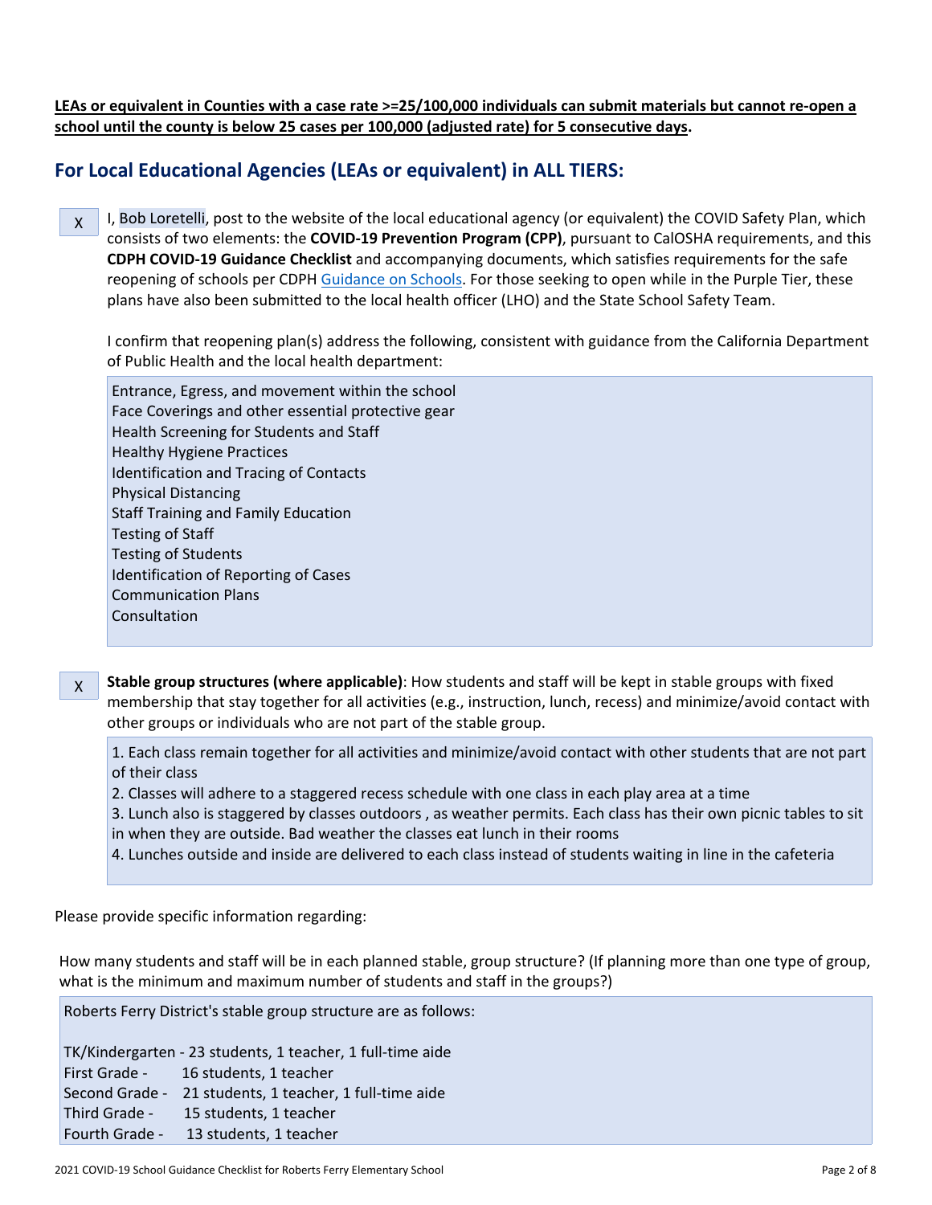**LEAs or equivalent in Counties with a case rate >=25/100,000 individuals can submit materials but cannot re-open a school until the county is below 25 cases per 100,000 (adjusted rate) for 5 consecutive days.**

## For Local Educational Agencies (LEAs or equivalent) in ALL TIERS:

X I, Bob Loretelli, post to the website of the local educational agency (or equivalent) the COVID Safety Plan, which consists of two elements: the **COVID-19 Prevention Program (CPP)**, pursuant to CalOSHA requirements, and this **CDPH COVID-19 Guidance Checklist** and accompanying documents, which satisfies requirements for the safe reopening of schools per CDPH Guidance on Schools. For those seeking to open while in the Purple Tier, these plans have also been submitted to the local health officer (LHO) and the State School Safety Team.

I confirm that reopening plan(s) address the following, consistent with guidance from the California Department of Public Health and the local health department:

Entrance, Egress, and movement within the school
Face Coverings and other essential protective gear
Health Screening for Students and Staff
Healthy Hygiene Practices
Identification and Tracing of Contacts
Physical Distancing
Staff Training and Family Education
Testing of Staff
Testing of Students
Identification of Reporting of Cases
Communication Plans
Consultation

X **Stable group structures (where applicable)**: How students and staff will be kept in stable groups with fixed membership that stay together for all activities (e.g., instruction, lunch, recess) and minimize/avoid contact with other groups or individuals who are not part of the stable group.

1. Each class remain together for all activities and minimize/avoid contact with other students that are not part of their class
2. Classes will adhere to a staggered recess schedule with one class in each play area at a time
3. Lunch also is staggered by classes outdoors , as weather permits. Each class has their own picnic tables to sit in when they are outside. Bad weather the classes eat lunch in their rooms
4. Lunches outside and inside are delivered to each class instead of students waiting in line in the cafeteria

Please provide specific information regarding:

How many students and staff will be in each planned stable, group structure? (If planning more than one type of group, what is the minimum and maximum number of students and staff in the groups?)

Roberts Ferry District's stable group structure are as follows:

TK/Kindergarten - 23 students, 1 teacher, 1 full-time aide
First Grade - 16 students, 1 teacher
Second Grade - 21 students, 1 teacher, 1 full-time aide
Third Grade - 15 students, 1 teacher
Fourth Grade - 13 students, 1 teacher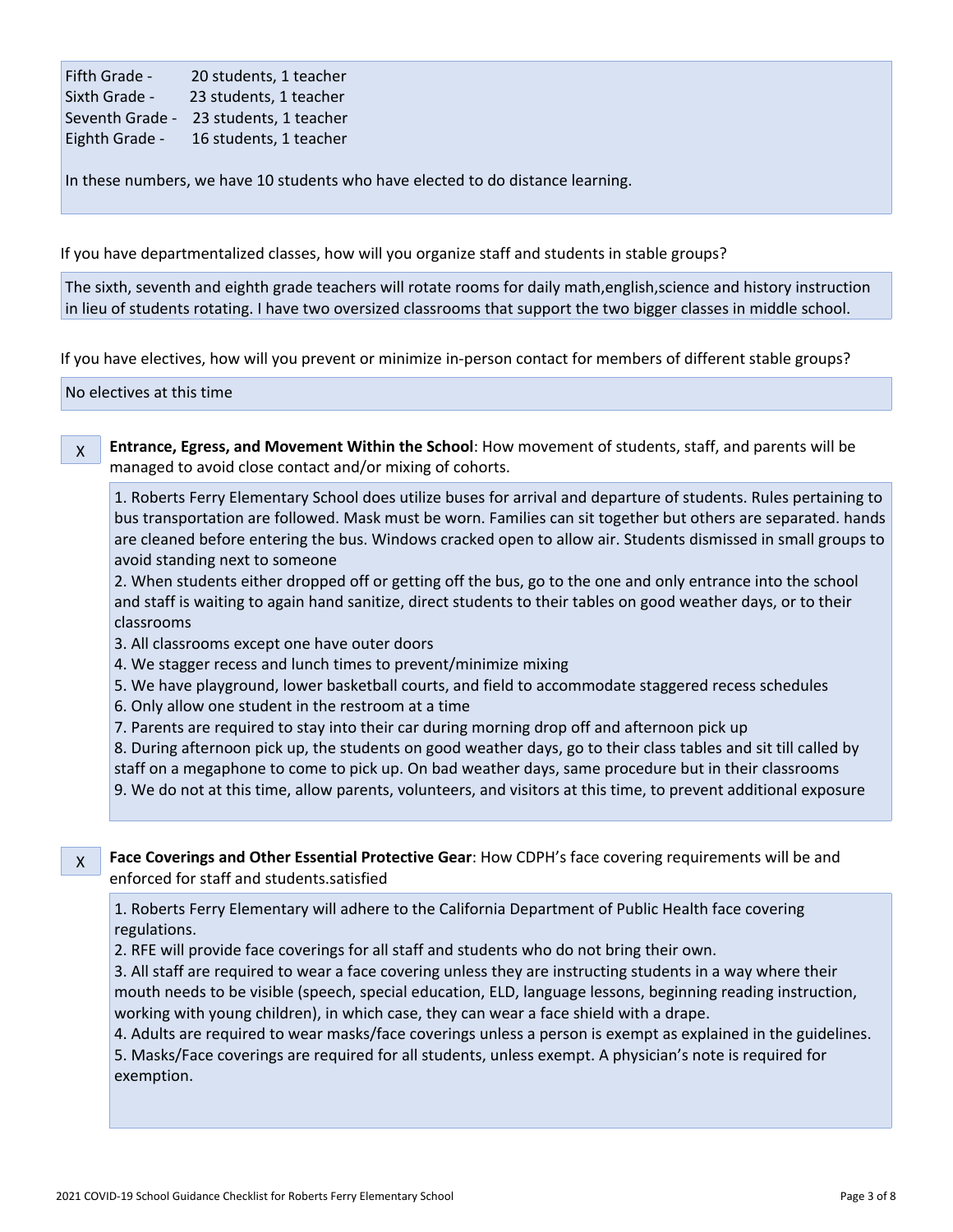Fifth Grade - 20 students, 1 teacher
Sixth Grade - 23 students, 1 teacher
Seventh Grade - 23 students, 1 teacher
Eighth Grade - 16 students, 1 teacher

In these numbers, we have 10 students who have elected to do distance learning.

If you have departmentalized classes, how will you organize staff and students in stable groups?

The sixth, seventh and eighth grade teachers will rotate rooms for daily math,english,science and history instruction in lieu of students rotating. I have two oversized classrooms that support the two bigger classes in middle school.

If you have electives, how will you prevent or minimize in-person contact for members of different stable groups?

No electives at this time

X **Entrance, Egress, and Movement Within the School**: How movement of students, staff, and parents will be managed to avoid close contact and/or mixing of cohorts.

1. Roberts Ferry Elementary School does utilize buses for arrival and departure of students. Rules pertaining to bus transportation are followed. Mask must be worn. Families can sit together but others are separated. hands are cleaned before entering the bus. Windows cracked open to allow air. Students dismissed in small groups to avoid standing next to someone
2. When students either dropped off or getting off the bus, go to the one and only entrance into the school and staff is waiting to again hand sanitize, direct students to their tables on good weather days, or to their classrooms
3. All classrooms except one have outer doors
4. We stagger recess and lunch times to prevent/minimize mixing
5. We have playground, lower basketball courts, and field to accommodate staggered recess schedules
6. Only allow one student in the restroom at a time
7. Parents are required to stay into their car during morning drop off and afternoon pick up
8. During afternoon pick up, the students on good weather days, go to their class tables and sit till called by staff on a megaphone to come to pick up. On bad weather days, same procedure but in their classrooms
9. We do not at this time, allow parents, volunteers, and visitors at this time, to prevent additional exposure

X **Face Coverings and Other Essential Protective Gear**: How CDPH's face covering requirements will be and enforced for staff and students.satisfied

1. Roberts Ferry Elementary will adhere to the California Department of Public Health face covering regulations.
2. RFE will provide face coverings for all staff and students who do not bring their own.
3. All staff are required to wear a face covering unless they are instructing students in a way where their mouth needs to be visible (speech, special education, ELD, language lessons, beginning reading instruction, working with young children), in which case, they can wear a face shield with a drape.
4. Adults are required to wear masks/face coverings unless a person is exempt as explained in the guidelines.
5. Masks/Face coverings are required for all students, unless exempt. A physician's note is required for exemption.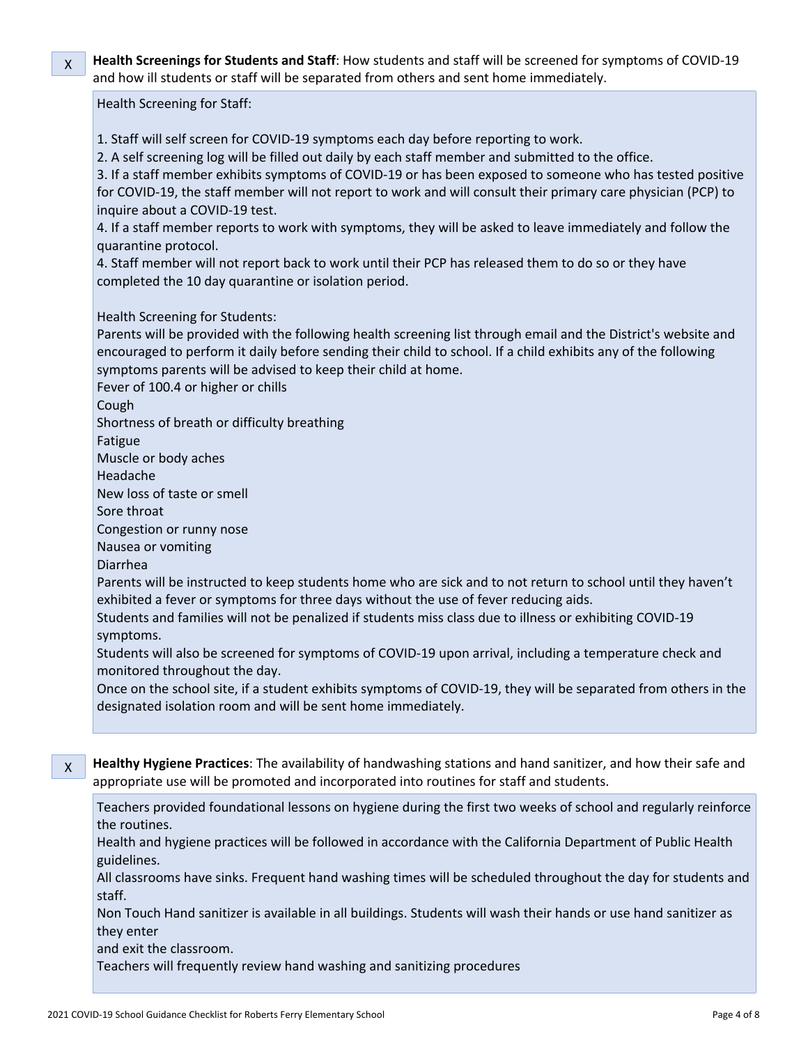X **Health Screenings for Students and Staff**: How students and staff will be screened for symptoms of COVID-19 and how ill students or staff will be separated from others and sent home immediately.

Health Screening for Staff:

1. Staff will self screen for COVID-19 symptoms each day before reporting to work.
2. A self screening log will be filled out daily by each staff member and submitted to the office.
3. If a staff member exhibits symptoms of COVID-19 or has been exposed to someone who has tested positive for COVID-19, the staff member will not report to work and will consult their primary care physician (PCP) to inquire about a COVID-19 test.
4. If a staff member reports to work with symptoms, they will be asked to leave immediately and follow the quarantine protocol.
4. Staff member will not report back to work until their PCP has released them to do so or they have completed the 10 day quarantine or isolation period.

Health Screening for Students:
Parents will be provided with the following health screening list through email and the District's website and encouraged to perform it daily before sending their child to school. If a child exhibits any of the following symptoms parents will be advised to keep their child at home.
Fever of 100.4 or higher or chills
Cough
Shortness of breath or difficulty breathing
Fatigue
Muscle or body aches
Headache
New loss of taste or smell
Sore throat
Congestion or runny nose
Nausea or vomiting
Diarrhea
Parents will be instructed to keep students home who are sick and to not return to school until they haven't exhibited a fever or symptoms for three days without the use of fever reducing aids.
Students and families will not be penalized if students miss class due to illness or exhibiting COVID-19 symptoms.
Students will also be screened for symptoms of COVID-19 upon arrival, including a temperature check and monitored throughout the day.
Once on the school site, if a student exhibits symptoms of COVID-19, they will be separated from others in the designated isolation room and will be sent home immediately.

X **Healthy Hygiene Practices**: The availability of handwashing stations and hand sanitizer, and how their safe and appropriate use will be promoted and incorporated into routines for staff and students.

Teachers provided foundational lessons on hygiene during the first two weeks of school and regulary reinforce the routines.
Health and hygiene practices will be followed in accordance with the California Department of Public Health guidelines.
All classrooms have sinks. Frequent hand washing times will be scheduled throughout the day for students and staff.
Non Touch Hand sanitizer is available in all buildings. Students will wash their hands or use hand sanitizer as they enter
and exit the classroom.
Teachers will frequently review hand washing and sanitizing procedures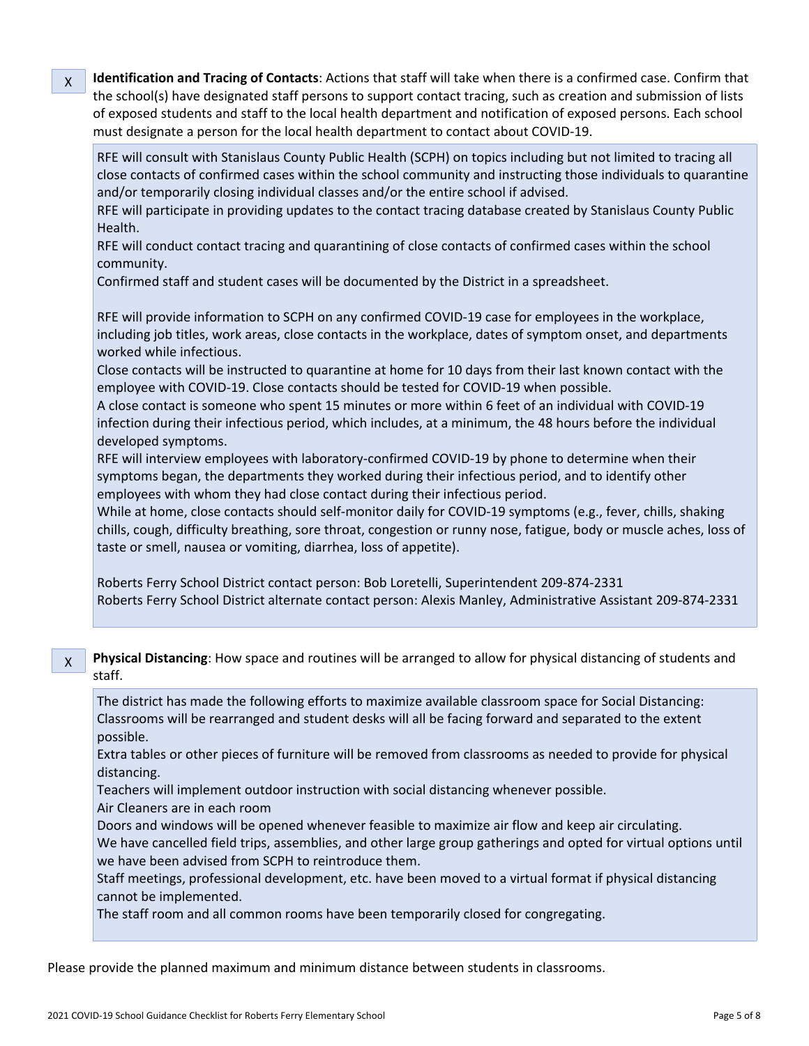X **Identification and Tracing of Contacts**: Actions that staff will take when there is a confirmed case. Confirm that the school(s) have designated staff persons to support contact tracing, such as creation and submission of lists of exposed students and staff to the local health department and notification of exposed persons. Each school must designate a person for the local health department to contact about COVID-19.

RFE will consult with Stanislaus County Public Health (SCPH) on topics including but not limited to tracing all close contacts of confirmed cases within the school community and instructing those individuals to quarantine and/or temporarily closing individual classes and/or the entire school if advised.
RFE will participate in providing updates to the contact tracing database created by Stanislaus County Public Health.
RFE will conduct contact tracing and quarantining of close contacts of confirmed cases within the school community.
Confirmed staff and student cases will be documented by the District in a spreadsheet.

RFE will provide information to SCPH on any confirmed COVID-19 case for employees in the workplace, including job titles, work areas, close contacts in the workplace, dates of symptom onset, and departments worked while infectious.
Close contacts will be instructed to quarantine at home for 10 days from their last known contact with the employee with COVID-19. Close contacts should be tested for COVID-19 when possible.
A close contact is someone who spent 15 minutes or more within 6 feet of an individual with COVID-19 infection during their infectious period, which includes, at a minimum, the 48 hours before the individual developed symptoms.
RFE will interview employees with laboratory-confirmed COVID-19 by phone to determine when their symptoms began, the departments they worked during their infectious period, and to identify other employees with whom they had close contact during their infectious period.
While at home, close contacts should self-monitor daily for COVID-19 symptoms (e.g., fever, chills, shaking chills, cough, difficulty breathing, sore throat, congestion or runny nose, fatigue, body or muscle aches, loss of taste or smell, nausea or vomiting, diarrhea, loss of appetite).

Roberts Ferry School District contact person: Bob Loretelli, Superintendent 209-874-2331
Roberts Ferry School District alternate contact person: Alexis Manley, Administrative Assistant 209-874-2331

X **Physical Distancing**: How space and routines will be arranged to allow for physical distancing of students and staff.

The district has made the following efforts to maximize available classroom space for Social Distancing:
Classrooms will be rearranged and student desks will all be facing forward and separated to the extent possible.
Extra tables or other pieces of furniture will be removed from classrooms as needed to provide for physical distancing.
Teachers will implement outdoor instruction with social distancing whenever possible.
Air Cleaners are in each room
Doors and windows will be opened whenever feasible to maximize air flow and keep air circulating.
We have cancelled field trips, assemblies, and other large group gatherings and opted for virtual options until we have been advised from SCPH to reintroduce them.
Staff meetings, professional development, etc. have been moved to a virtual format if physical distancing cannot be implemented.
The staff room and all common rooms have been temporarily closed for congregating.

Please provide the planned maximum and minimum distance between students in classrooms.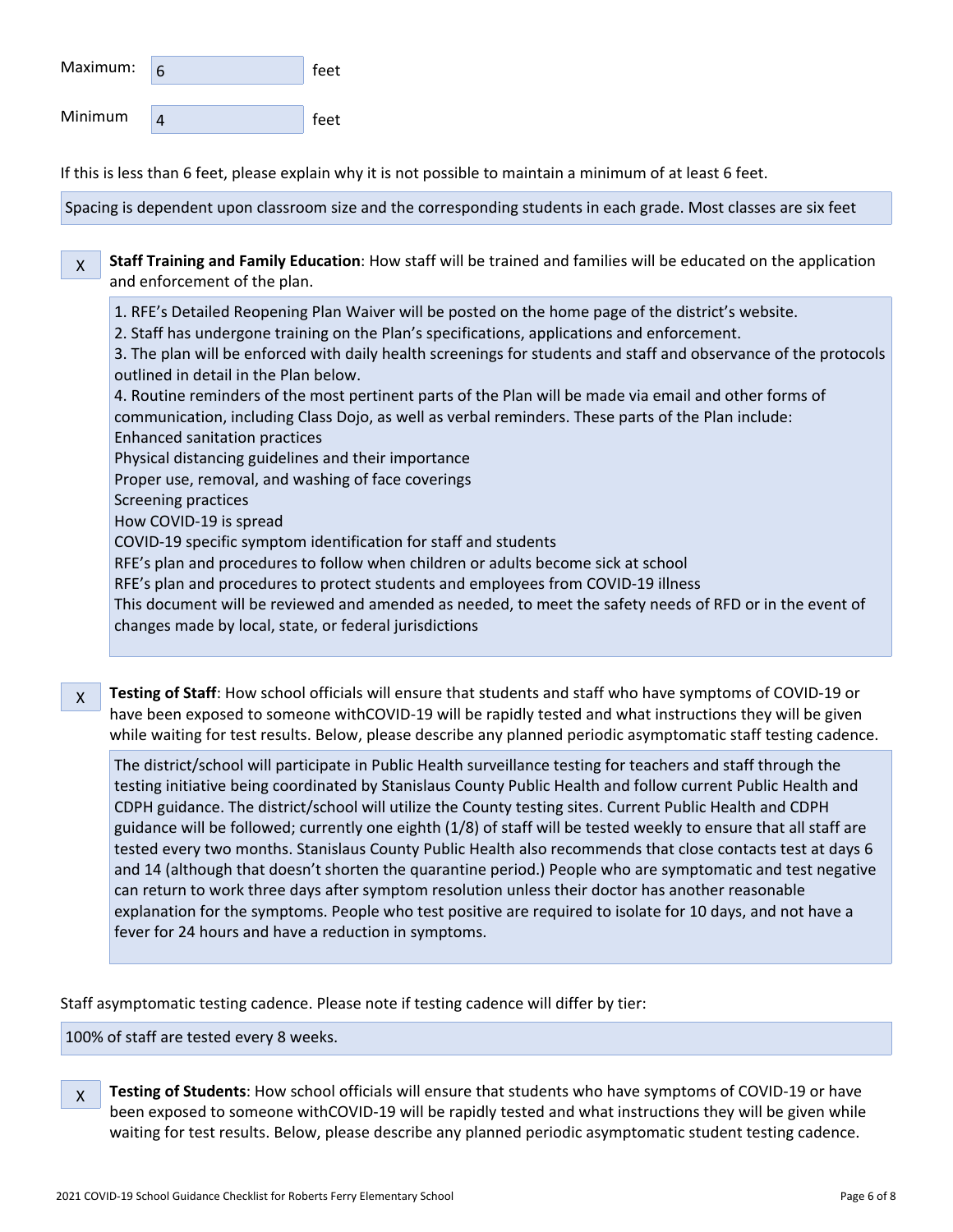Maximum: 6 feet

Minimum 4 feet

If this is less than 6 feet, please explain why it is not possible to maintain a minimum of at least 6 feet.

Spacing is dependent upon classroom size and the corresponding students in each grade. Most classes are six feet

X **Staff Training and Family Education**: How staff will be trained and families will be educated on the application and enforcement of the plan.

1. RFE's Detailed Reopening Plan Waiver will be posted on the home page of the district's website.
2. Staff has undergone training on the Plan's specifications, applications and enforcement.
3. The plan will be enforced with daily health screenings for students and staff and observance of the protocols outlined in detail in the Plan below.
4. Routine reminders of the most pertinent parts of the Plan will be made via email and other forms of communication, including Class Dojo, as well as verbal reminders. These parts of the Plan include:

Enhanced sanitation practices
Physical distancing guidelines and their importance
Proper use, removal, and washing of face coverings
Screening practices
How COVID-19 is spread
COVID-19 specific symptom identification for staff and students
RFE's plan and procedures to follow when children or adults become sick at school
RFE's plan and procedures to protect students and employees from COVID-19 illness
This document will be reviewed and amended as needed, to meet the safety needs of RFD or in the event of changes made by local, state, or federal jurisdictions

X **Testing of Staff**: How school officials will ensure that students and staff who have symptoms of COVID-19 or have been exposed to someone withCOVID-19 will be rapidly tested and what instructions they will be given while waiting for test results. Below, please describe any planned periodic asymptomatic staff testing cadence.

The district/school will participate in Public Health surveillance testing for teachers and staff through the testing initiative being coordinated by Stanislaus County Public Health and follow current Public Health and CDPH guidance. The district/school will utilize the County testing sites. Current Public Health and CDPH guidance will be followed; currently one eighth (1/8) of staff will be tested weekly to ensure that all staff are tested every two months. Stanislaus County Public Health also recommends that close contacts test at days 6 and 14 (although that doesn't shorten the quarantine period.) People who are symptomatic and test negative can return to work three days after symptom resolution unless their doctor has another reasonable explanation for the symptoms. People who test positive are required to isolate for 10 days, and not have a fever for 24 hours and have a reduction in symptoms.

Staff asymptomatic testing cadence. Please note if testing cadence will differ by tier:

100% of staff are tested every 8 weeks.

X **Testing of Students**: How school officials will ensure that students who have symptoms of COVID-19 or have been exposed to someone withCOVID-19 will be rapidly tested and what instructions they will be given while waiting for test results. Below, please describe any planned periodic asymptomatic student testing cadence.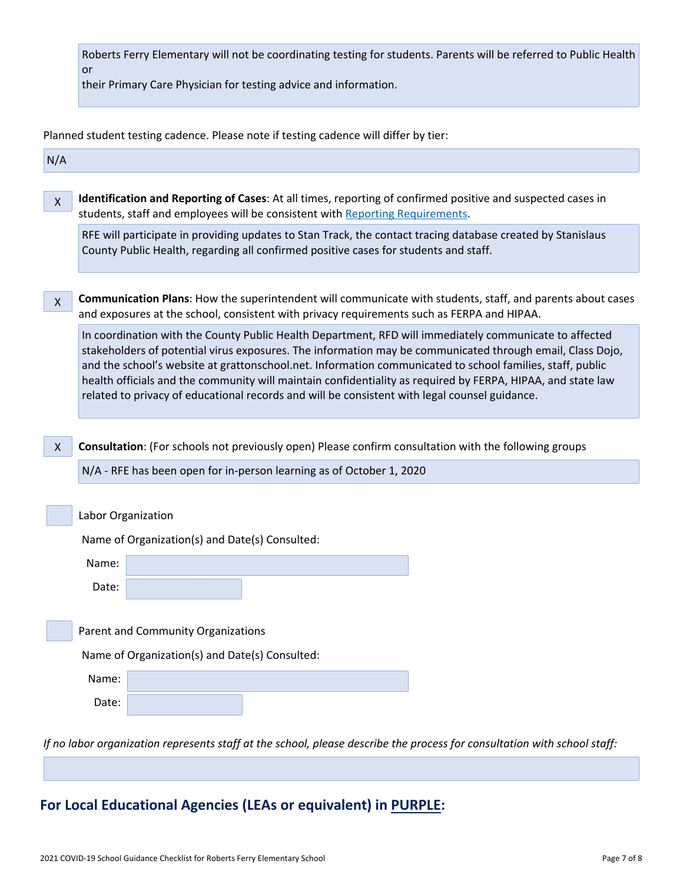Roberts Ferry Elementary will not be coordinating testing for students. Parents will be referred to Public Health or
their Primary Care Physician for testing advice and information.

Planned student testing cadence. Please note if testing cadence will differ by tier:

N/A

X **Identification and Reporting of Cases**: At all times, reporting of confirmed positive and suspected cases in students, staff and employees will be consistent with Reporting Requirements.

RFE will participate in providing updates to Stan Track, the contact tracing database created by Stanislaus County Public Health, regarding all confirmed positive cases for students and staff.

X **Communication Plans**: How the superintendent will communicate with students, staff, and parents about cases and exposures at the school, consistent with privacy requirements such as FERPA and HIPAA.

In coordination with the County Public Health Department, RFD will immediately communicate to affected stakeholders of potential virus exposures. The information may be communicated through email, Class Dojo, and the school's website at grattonschool.net. Information communicated to school families, staff, public health officials and the community will maintain confidentiality as required by FERPA, HIPAA, and state law related to privacy of educational records and will be consistent with legal counsel guidance.

X **Consultation**: (For schools not previously open) Please confirm consultation with the following groups

N/A - RFE has been open for in-person learning as of October 1, 2020

Labor Organization

Name of Organization(s) and Date(s) Consulted:

Name:

Date:

Parent and Community Organizations

Name of Organization(s) and Date(s) Consulted:

Name:

Date:

*If no labor organization represents staff at the school, please describe the process for consultation with school staff:*

## For Local Educational Agencies (LEAs or equivalent) in PURPLE: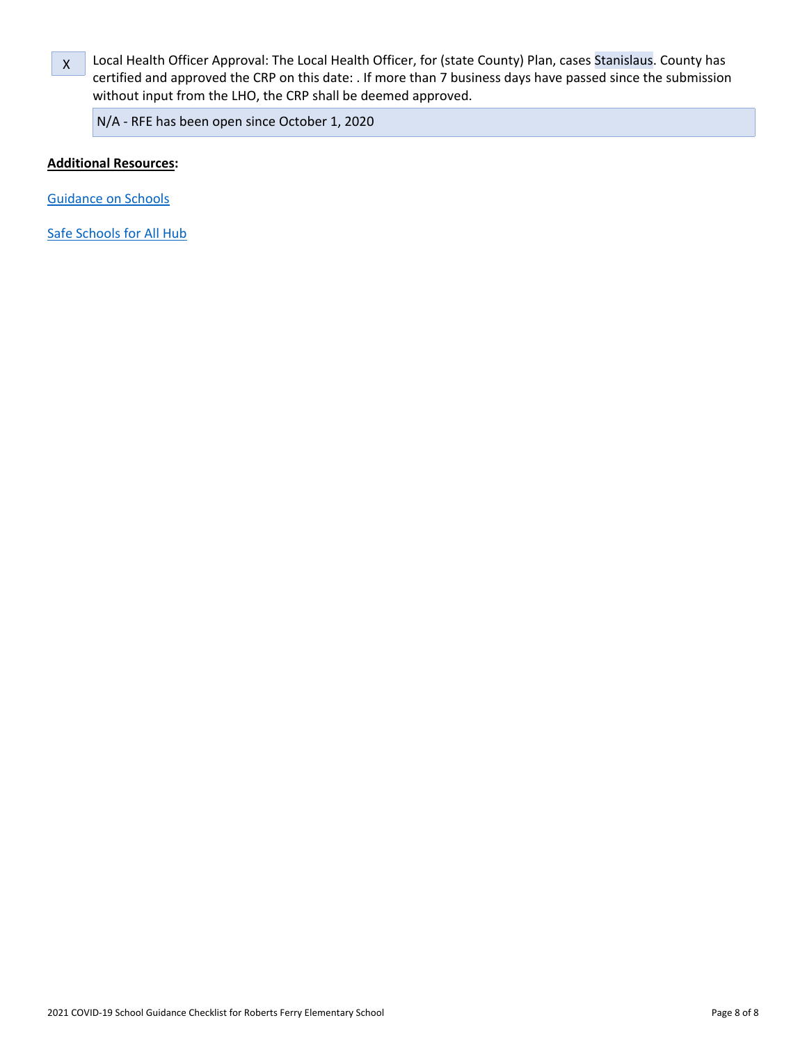X Local Health Officer Approval: The Local Health Officer, for (state County) Plan, cases Stanislaus. County has certified and approved the CRP on this date: . If more than 7 business days have passed since the submission without input from the LHO, the CRP shall be deemed approved.

N/A - RFE has been open since October 1, 2020

**Additional Resources:**

Guidance on Schools

Safe Schools for All Hub